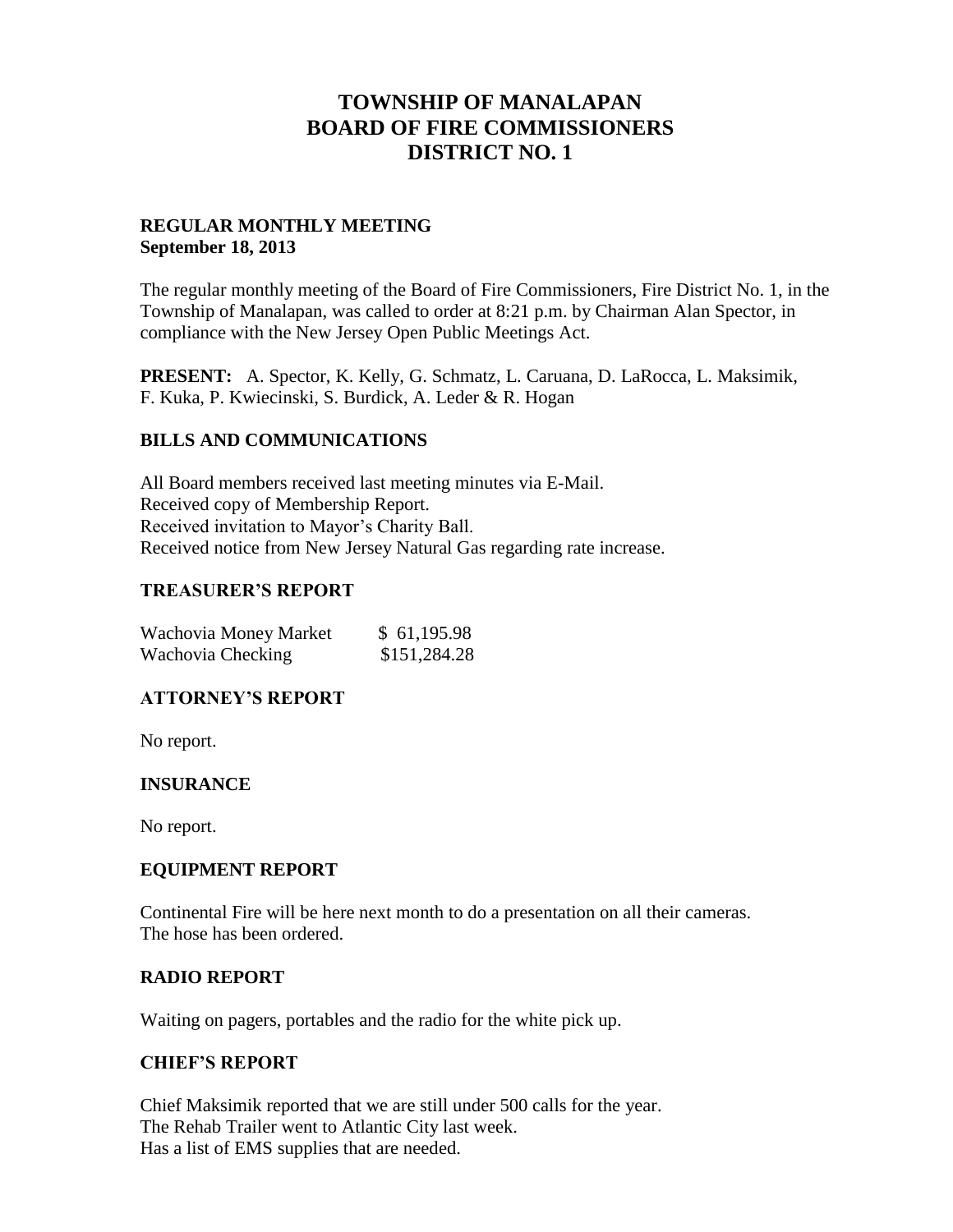# TOWNSHIP OF MANALAPAN
# BOARD OF FIRE COMMISSIONERS
# DISTRICT NO. 1

**REGULAR MONTHLY MEETING**
**September 18, 2013**

The regular monthly meeting of the Board of Fire Commissioners, Fire District No. 1, in the Township of Manalapan, was called to order at 8:21 p.m. by Chairman Alan Spector, in compliance with the New Jersey Open Public Meetings Act.

**PRESENT:** A. Spector, K. Kelly, G. Schmatz, L. Caruana, D. LaRocca, L. Maksimik, F. Kuka, P. Kwiecinski, S. Burdick, A. Leder & R. Hogan

## BILLS AND COMMUNICATIONS

All Board members received last meeting minutes via E-Mail.
Received copy of Membership Report.
Received invitation to Mayor's Charity Ball.
Received notice from New Jersey Natural Gas regarding rate increase.

## TREASURER'S REPORT

| | |
|---|---|
| Wachovia Money Market | $ 61,195.98 |
| Wachovia Checking | $151,284.28 |

## ATTORNEY'S REPORT

No report.

## INSURANCE

No report.

## EQUIPMENT REPORT

Continental Fire will be here next month to do a presentation on all their cameras.
The hose has been ordered.

## RADIO REPORT

Waiting on pagers, portables and the radio for the white pick up.

## CHIEF'S REPORT

Chief Maksimik reported that we are still under 500 calls for the year.
The Rehab Trailer went to Atlantic City last week.
Has a list of EMS supplies that are needed.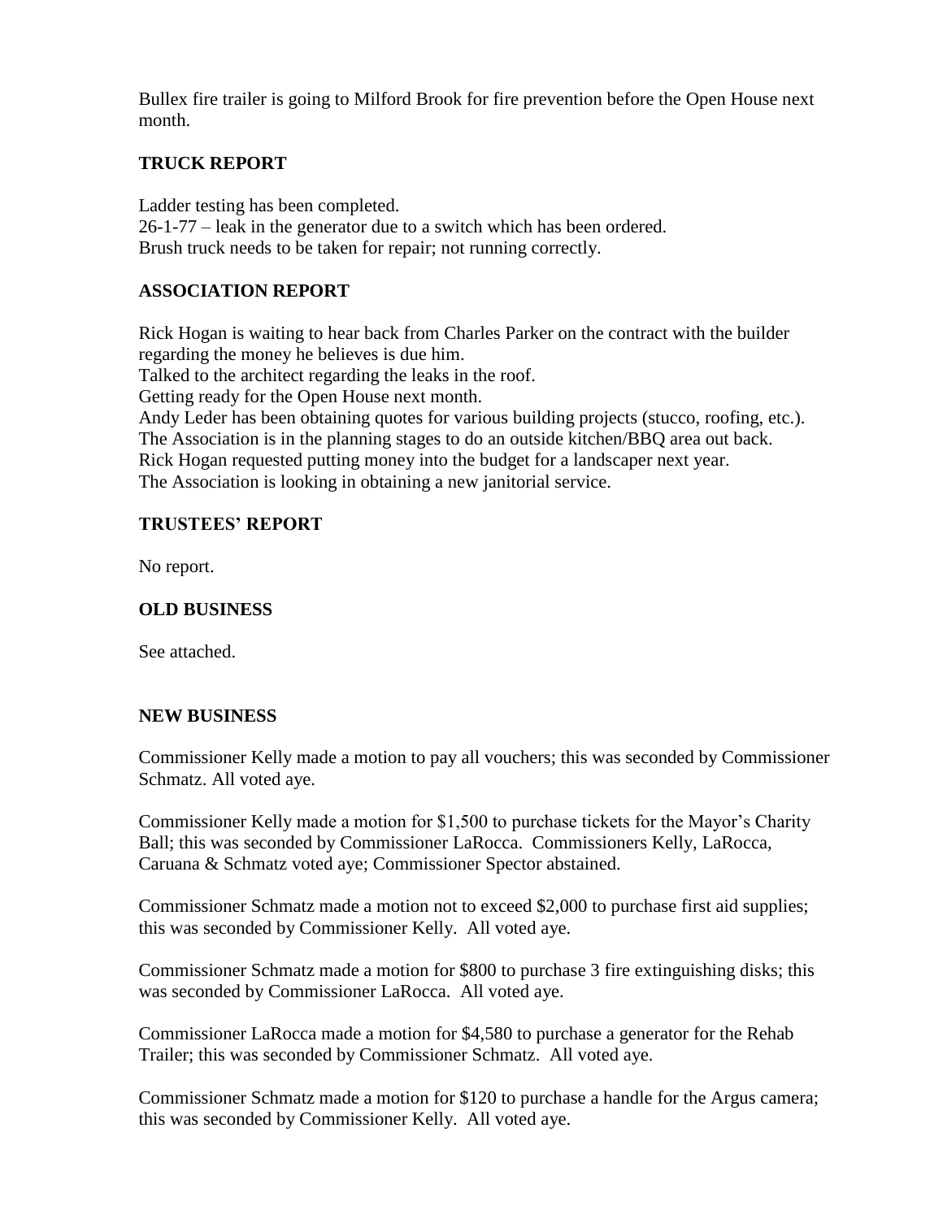Bullex fire trailer is going to Milford Brook for fire prevention before the Open House next month.

### TRUCK REPORT

Ladder testing has been completed.
26-1-77 – leak in the generator due to a switch which has been ordered.
Brush truck needs to be taken for repair; not running correctly.

### ASSOCIATION REPORT

Rick Hogan is waiting to hear back from Charles Parker on the contract with the builder regarding the money he believes is due him.
Talked to the architect regarding the leaks in the roof.
Getting ready for the Open House next month.
Andy Leder has been obtaining quotes for various building projects (stucco, roofing, etc.).
The Association is in the planning stages to do an outside kitchen/BBQ area out back.
Rick Hogan requested putting money into the budget for a landscaper next year.
The Association is looking in obtaining a new janitorial service.

### TRUSTEES' REPORT

No report.

### OLD BUSINESS

See attached.

### NEW BUSINESS

Commissioner Kelly made a motion to pay all vouchers; this was seconded by Commissioner Schmatz. All voted aye.

Commissioner Kelly made a motion for $1,500 to purchase tickets for the Mayor's Charity Ball; this was seconded by Commissioner LaRocca. Commissioners Kelly, LaRocca, Caruana & Schmatz voted aye; Commissioner Spector abstained.

Commissioner Schmatz made a motion not to exceed $2,000 to purchase first aid supplies; this was seconded by Commissioner Kelly. All voted aye.

Commissioner Schmatz made a motion for $800 to purchase 3 fire extinguishing disks; this was seconded by Commissioner LaRocca. All voted aye.

Commissioner LaRocca made a motion for $4,580 to purchase a generator for the Rehab Trailer; this was seconded by Commissioner Schmatz. All voted aye.

Commissioner Schmatz made a motion for $120 to purchase a handle for the Argus camera; this was seconded by Commissioner Kelly. All voted aye.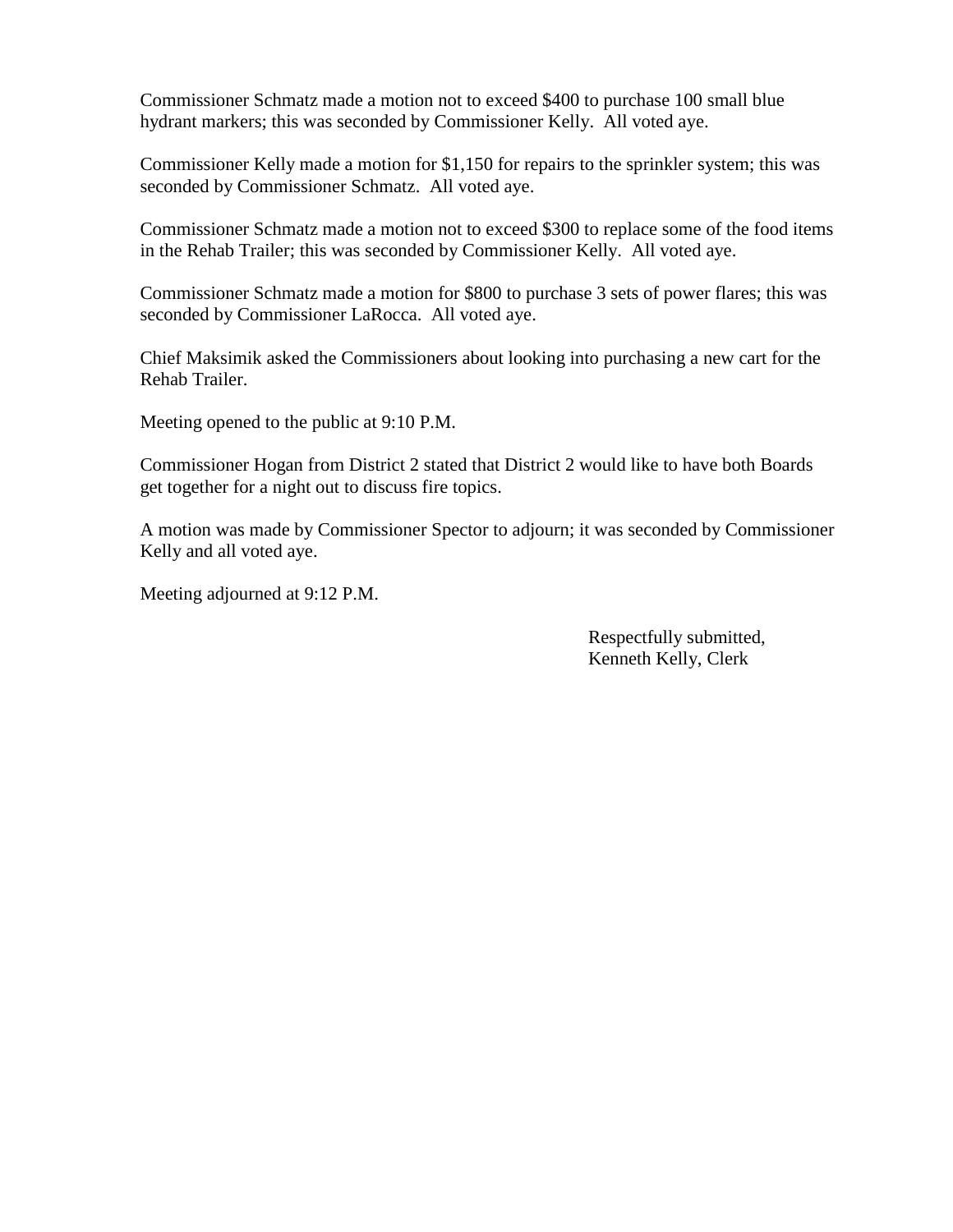Commissioner Schmatz made a motion not to exceed $400 to purchase 100 small blue hydrant markers; this was seconded by Commissioner Kelly. All voted aye.

Commissioner Kelly made a motion for $1,150 for repairs to the sprinkler system; this was seconded by Commissioner Schmatz. All voted aye.

Commissioner Schmatz made a motion not to exceed $300 to replace some of the food items in the Rehab Trailer; this was seconded by Commissioner Kelly. All voted aye.

Commissioner Schmatz made a motion for $800 to purchase 3 sets of power flares; this was seconded by Commissioner LaRocca. All voted aye.

Chief Maksimik asked the Commissioners about looking into purchasing a new cart for the Rehab Trailer.

Meeting opened to the public at 9:10 P.M.

Commissioner Hogan from District 2 stated that District 2 would like to have both Boards get together for a night out to discuss fire topics.

A motion was made by Commissioner Spector to adjourn; it was seconded by Commissioner Kelly and all voted aye.

Meeting adjourned at 9:12 P.M.

Respectfully submitted,
Kenneth Kelly, Clerk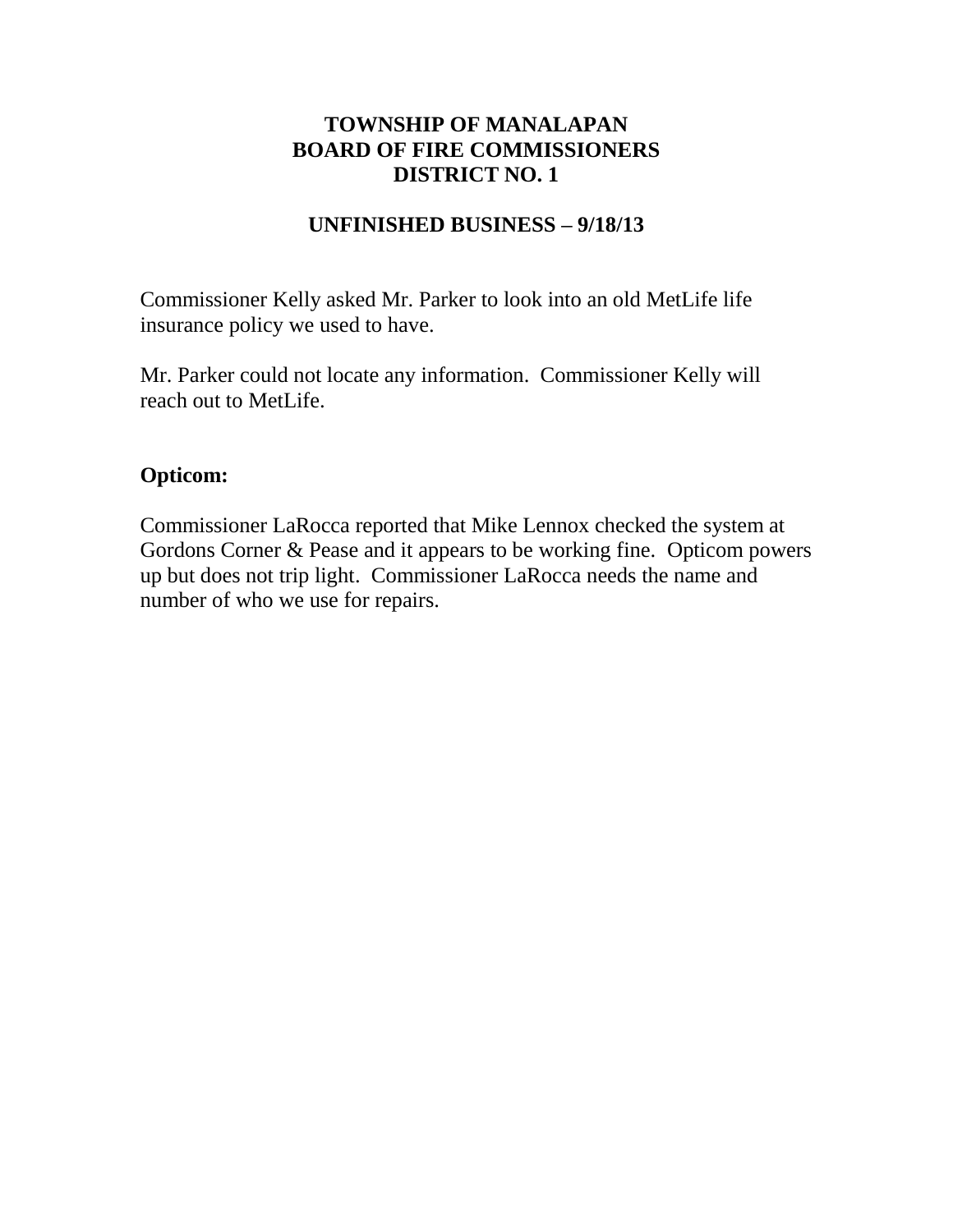**TOWNSHIP OF MANALAPAN**
**BOARD OF FIRE COMMISSIONERS**
**DISTRICT NO. 1**

**UNFINISHED BUSINESS – 9/18/13**

Commissioner Kelly asked Mr. Parker to look into an old MetLife life insurance policy we used to have.

Mr. Parker could not locate any information. Commissioner Kelly will reach out to MetLife.

**Opticom:**

Commissioner LaRocca reported that Mike Lennox checked the system at Gordons Corner & Pease and it appears to be working fine. Opticom powers up but does not trip light. Commissioner LaRocca needs the name and number of who we use for repairs.